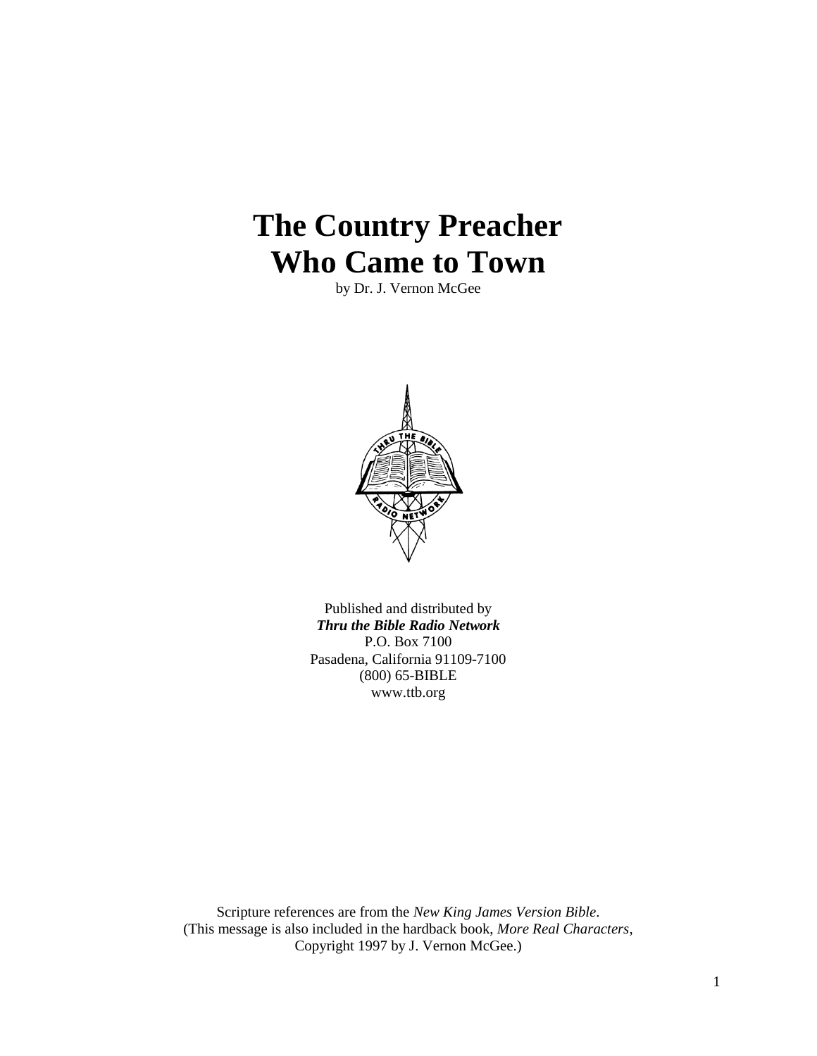# The Country Preacher Who Came to Town

by Dr. J. Vernon McGee

Published and distributed by
***Thru the Bible Radio Network***
P.O. Box 7100
Pasadena, California 91109-7100
(800) 65-BIBLE
www.ttb.org

Scripture references are from the *New King James Version Bible*.
(This message is also included in the hardback book, *More Real Characters*,
Copyright 1997 by J. Vernon McGee.)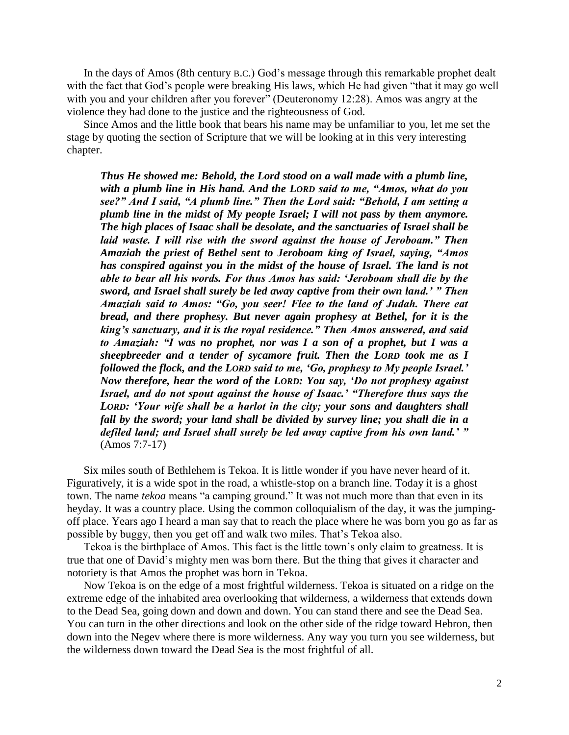In the days of Amos (8th century B.C.) God's message through this remarkable prophet dealt with the fact that God's people were breaking His laws, which He had given "that it may go well with you and your children after you forever" (Deuteronomy 12:28). Amos was angry at the violence they had done to the justice and the righteousness of God.

Since Amos and the little book that bears his name may be unfamiliar to you, let me set the stage by quoting the section of Scripture that we will be looking at in this very interesting chapter.

> ***Thus He showed me: Behold, the Lord stood on a wall made with a plumb line, with a plumb line in His hand. And the LORD said to me, "Amos, what do you see?" And I said, "A plumb line." Then the Lord said: "Behold, I am setting a plumb line in the midst of My people Israel; I will not pass by them anymore. The high places of Isaac shall be desolate, and the sanctuaries of Israel shall be laid waste. I will rise with the sword against the house of Jeroboam." Then Amaziah the priest of Bethel sent to Jeroboam king of Israel, saying, "Amos has conspired against you in the midst of the house of Israel. The land is not able to bear all his words. For thus Amos has said: 'Jeroboam shall die by the sword, and Israel shall surely be led away captive from their own land.' " Then Amaziah said to Amos: "Go, you seer! Flee to the land of Judah. There eat bread, and there prophesy. But never again prophesy at Bethel, for it is the king's sanctuary, and it is the royal residence." Then Amos answered, and said to Amaziah: "I was no prophet, nor was I a son of a prophet, but I was a sheepbreeder and a tender of sycamore fruit. Then the LORD took me as I followed the flock, and the LORD said to me, 'Go, prophesy to My people Israel.' Now therefore, hear the word of the LORD: You say, 'Do not prophesy against Israel, and do not spout against the house of Isaac.' "Therefore thus says the LORD: 'Your wife shall be a harlot in the city; your sons and daughters shall fall by the sword; your land shall be divided by survey line; you shall die in a defiled land; and Israel shall surely be led away captive from his own land.' "*** (Amos 7:7-17)

Six miles south of Bethlehem is Tekoa. It is little wonder if you have never heard of it. Figuratively, it is a wide spot in the road, a whistle-stop on a branch line. Today it is a ghost town. The name *tekoa* means "a camping ground." It was not much more than that even in its heyday. It was a country place. Using the common colloquialism of the day, it was the jumping-off place. Years ago I heard a man say that to reach the place where he was born you go as far as possible by buggy, then you get off and walk two miles. That's Tekoa also.

Tekoa is the birthplace of Amos. This fact is the little town's only claim to greatness. It is true that one of David's mighty men was born there. But the thing that gives it character and notoriety is that Amos the prophet was born in Tekoa.

Now Tekoa is on the edge of a most frightful wilderness. Tekoa is situated on a ridge on the extreme edge of the inhabited area overlooking that wilderness, a wilderness that extends down to the Dead Sea, going down and down and down. You can stand there and see the Dead Sea. You can turn in the other directions and look on the other side of the ridge toward Hebron, then down into the Negev where there is more wilderness. Any way you turn you see wilderness, but the wilderness down toward the Dead Sea is the most frightful of all.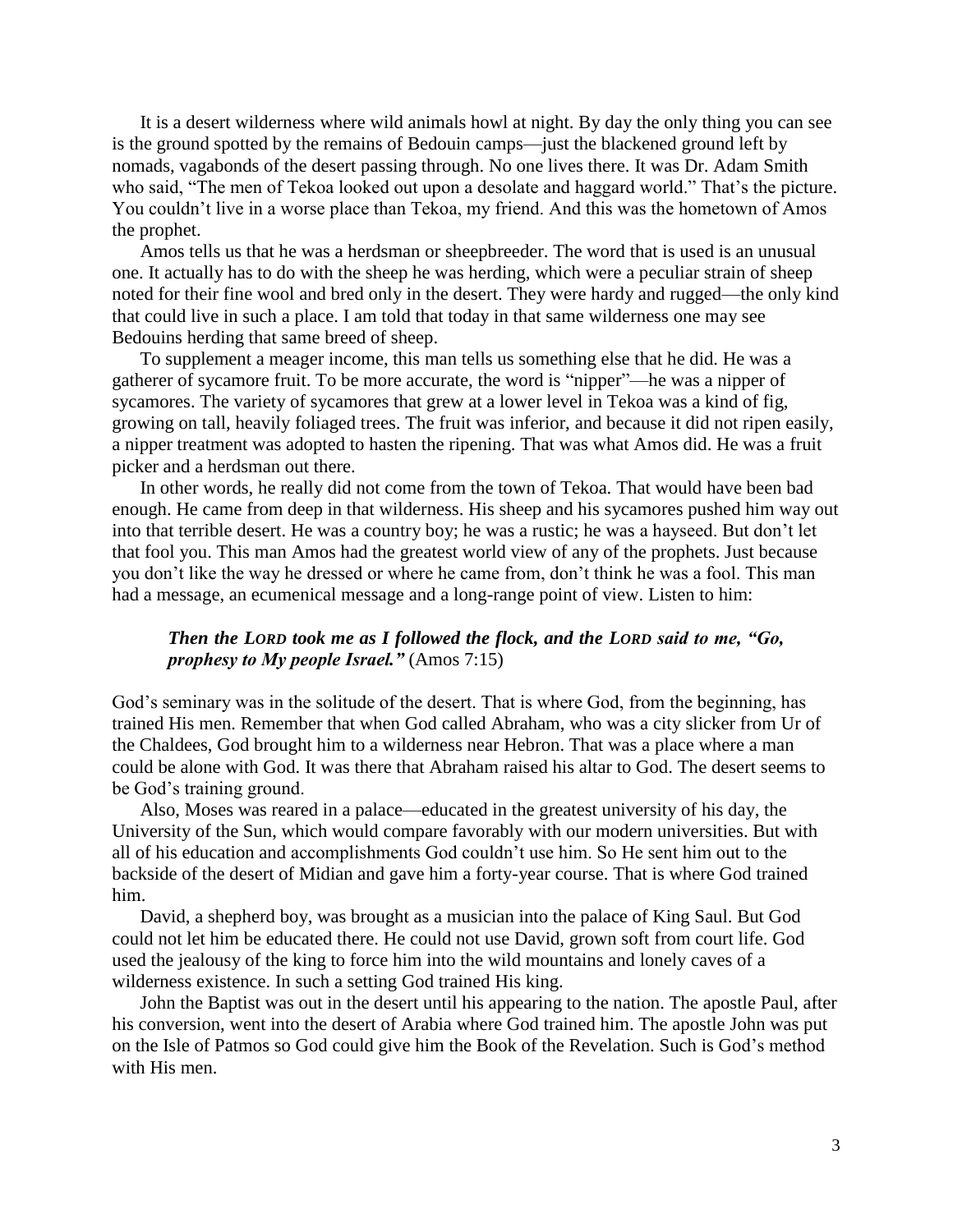It is a desert wilderness where wild animals howl at night. By day the only thing you can see is the ground spotted by the remains of Bedouin camps—just the blackened ground left by nomads, vagabonds of the desert passing through. No one lives there. It was Dr. Adam Smith who said, "The men of Tekoa looked out upon a desolate and haggard world." That's the picture. You couldn't live in a worse place than Tekoa, my friend. And this was the hometown of Amos the prophet.

Amos tells us that he was a herdsman or sheepbreeder. The word that is used is an unusual one. It actually has to do with the sheep he was herding, which were a peculiar strain of sheep noted for their fine wool and bred only in the desert. They were hardy and rugged—the only kind that could live in such a place. I am told that today in that same wilderness one may see Bedouins herding that same breed of sheep.

To supplement a meager income, this man tells us something else that he did. He was a gatherer of sycamore fruit. To be more accurate, the word is "nipper"—he was a nipper of sycamores. The variety of sycamores that grew at a lower level in Tekoa was a kind of fig, growing on tall, heavily foliaged trees. The fruit was inferior, and because it did not ripen easily, a nipper treatment was adopted to hasten the ripening. That was what Amos did. He was a fruit picker and a herdsman out there.

In other words, he really did not come from the town of Tekoa. That would have been bad enough. He came from deep in that wilderness. His sheep and his sycamores pushed him way out into that terrible desert. He was a country boy; he was a rustic; he was a hayseed. But don't let that fool you. This man Amos had the greatest world view of any of the prophets. Just because you don't like the way he dressed or where he came from, don't think he was a fool. This man had a message, an ecumenical message and a long-range point of view. Listen to him:

> ***Then the LORD took me as I followed the flock, and the LORD said to me, "Go, prophesy to My people Israel."*** (Amos 7:15)

God's seminary was in the solitude of the desert. That is where God, from the beginning, has trained His men. Remember that when God called Abraham, who was a city slicker from Ur of the Chaldees, God brought him to a wilderness near Hebron. That was a place where a man could be alone with God. It was there that Abraham raised his altar to God. The desert seems to be God's training ground.

Also, Moses was reared in a palace—educated in the greatest university of his day, the University of the Sun, which would compare favorably with our modern universities. But with all of his education and accomplishments God couldn't use him. So He sent him out to the backside of the desert of Midian and gave him a forty-year course. That is where God trained him.

David, a shepherd boy, was brought as a musician into the palace of King Saul. But God could not let him be educated there. He could not use David, grown soft from court life. God used the jealousy of the king to force him into the wild mountains and lonely caves of a wilderness existence. In such a setting God trained His king.

John the Baptist was out in the desert until his appearing to the nation. The apostle Paul, after his conversion, went into the desert of Arabia where God trained him. The apostle John was put on the Isle of Patmos so God could give him the Book of the Revelation. Such is God's method with His men.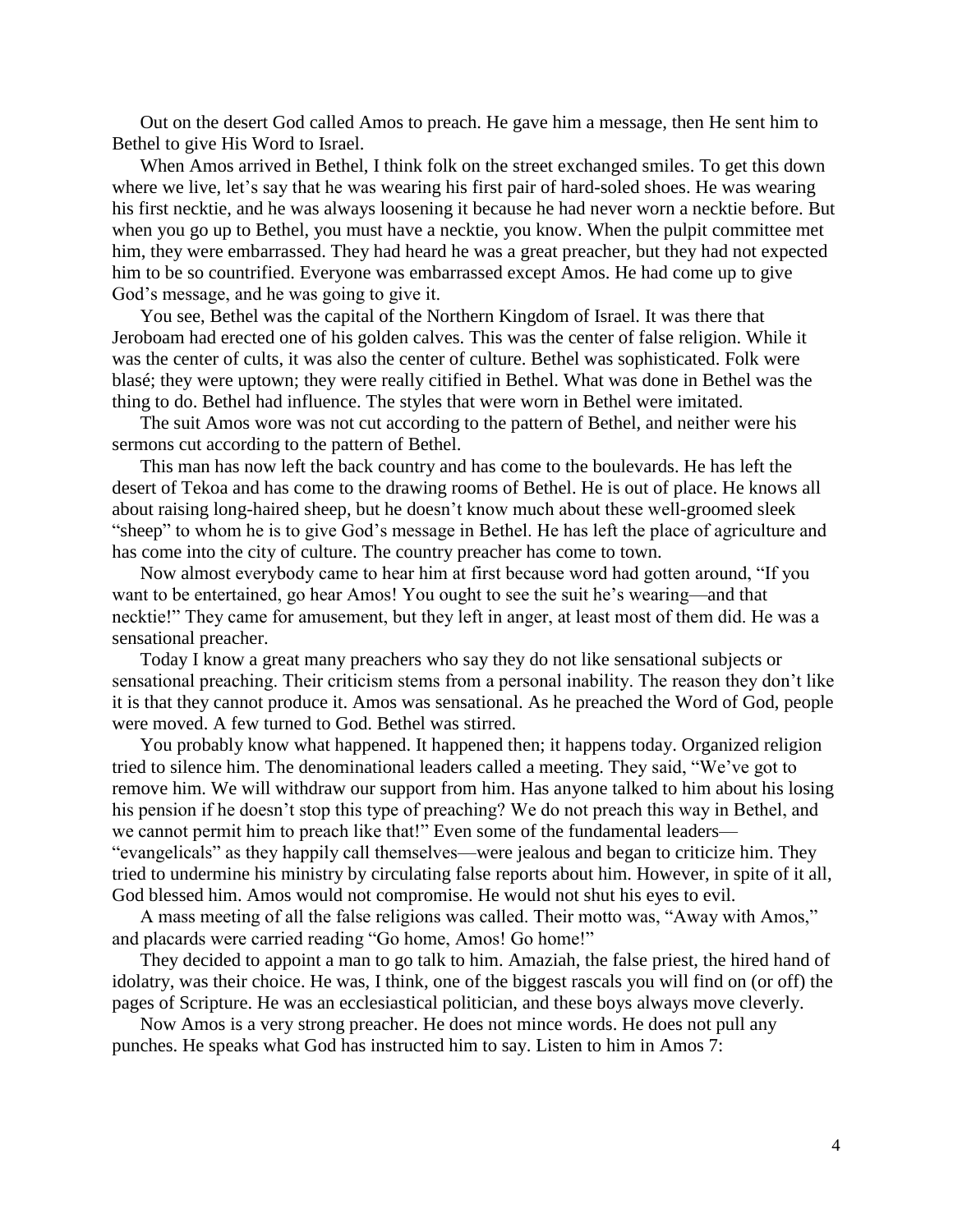Out on the desert God called Amos to preach. He gave him a message, then He sent him to Bethel to give His Word to Israel.

When Amos arrived in Bethel, I think folk on the street exchanged smiles. To get this down where we live, let's say that he was wearing his first pair of hard-soled shoes. He was wearing his first necktie, and he was always loosening it because he had never worn a necktie before. But when you go up to Bethel, you must have a necktie, you know. When the pulpit committee met him, they were embarrassed. They had heard he was a great preacher, but they had not expected him to be so countrified. Everyone was embarrassed except Amos. He had come up to give God's message, and he was going to give it.

You see, Bethel was the capital of the Northern Kingdom of Israel. It was there that Jeroboam had erected one of his golden calves. This was the center of false religion. While it was the center of cults, it was also the center of culture. Bethel was sophisticated. Folk were blasé; they were uptown; they were really citified in Bethel. What was done in Bethel was the thing to do. Bethel had influence. The styles that were worn in Bethel were imitated.

The suit Amos wore was not cut according to the pattern of Bethel, and neither were his sermons cut according to the pattern of Bethel.

This man has now left the back country and has come to the boulevards. He has left the desert of Tekoa and has come to the drawing rooms of Bethel. He is out of place. He knows all about raising long-haired sheep, but he doesn't know much about these well-groomed sleek "sheep" to whom he is to give God's message in Bethel. He has left the place of agriculture and has come into the city of culture. The country preacher has come to town.

Now almost everybody came to hear him at first because word had gotten around, "If you want to be entertained, go hear Amos! You ought to see the suit he's wearing—and that necktie!" They came for amusement, but they left in anger, at least most of them did. He was a sensational preacher.

Today I know a great many preachers who say they do not like sensational subjects or sensational preaching. Their criticism stems from a personal inability. The reason they don't like it is that they cannot produce it. Amos was sensational. As he preached the Word of God, people were moved. A few turned to God. Bethel was stirred.

You probably know what happened. It happened then; it happens today. Organized religion tried to silence him. The denominational leaders called a meeting. They said, "We've got to remove him. We will withdraw our support from him. Has anyone talked to him about his losing his pension if he doesn't stop this type of preaching? We do not preach this way in Bethel, and we cannot permit him to preach like that!" Even some of the fundamental leaders—"evangelicals" as they happily call themselves—were jealous and began to criticize him. They tried to undermine his ministry by circulating false reports about him. However, in spite of it all, God blessed him. Amos would not compromise. He would not shut his eyes to evil.

A mass meeting of all the false religions was called. Their motto was, "Away with Amos," and placards were carried reading "Go home, Amos! Go home!"

They decided to appoint a man to go talk to him. Amaziah, the false priest, the hired hand of idolatry, was their choice. He was, I think, one of the biggest rascals you will find on (or off) the pages of Scripture. He was an ecclesiastical politician, and these boys always move cleverly.

Now Amos is a very strong preacher. He does not mince words. He does not pull any punches. He speaks what God has instructed him to say. Listen to him in Amos 7: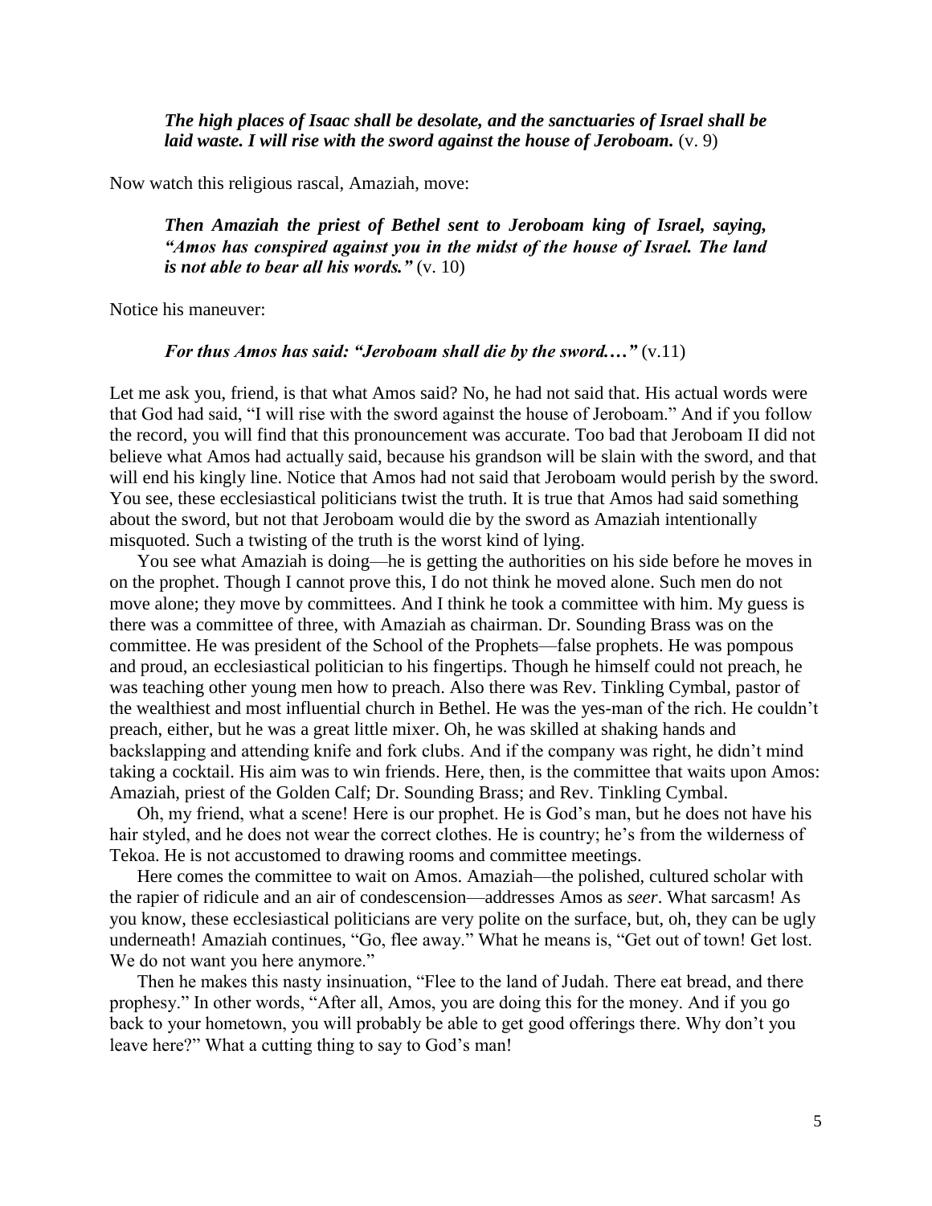> ***The high places of Isaac shall be desolate, and the sanctuaries of Israel shall be laid waste. I will rise with the sword against the house of Jeroboam.*** (v. 9)

Now watch this religious rascal, Amaziah, move:

> ***Then Amaziah the priest of Bethel sent to Jeroboam king of Israel, saying, "Amos has conspired against you in the midst of the house of Israel. The land is not able to bear all his words."*** (v. 10)

Notice his maneuver:

> ***For thus Amos has said: "Jeroboam shall die by the sword.…"*** (v.11)

Let me ask you, friend, is that what Amos said? No, he had not said that. His actual words were that God had said, "I will rise with the sword against the house of Jeroboam." And if you follow the record, you will find that this pronouncement was accurate. Too bad that Jeroboam II did not believe what Amos had actually said, because his grandson will be slain with the sword, and that will end his kingly line. Notice that Amos had not said that Jeroboam would perish by the sword. You see, these ecclesiastical politicians twist the truth. It is true that Amos had said something about the sword, but not that Jeroboam would die by the sword as Amaziah intentionally misquoted. Such a twisting of the truth is the worst kind of lying.

You see what Amaziah is doing—he is getting the authorities on his side before he moves in on the prophet. Though I cannot prove this, I do not think he moved alone. Such men do not move alone; they move by committees. And I think he took a committee with him. My guess is there was a committee of three, with Amaziah as chairman. Dr. Sounding Brass was on the committee. He was president of the School of the Prophets—false prophets. He was pompous and proud, an ecclesiastical politician to his fingertips. Though he himself could not preach, he was teaching other young men how to preach. Also there was Rev. Tinkling Cymbal, pastor of the wealthiest and most influential church in Bethel. He was the yes-man of the rich. He couldn't preach, either, but he was a great little mixer. Oh, he was skilled at shaking hands and backslapping and attending knife and fork clubs. And if the company was right, he didn't mind taking a cocktail. His aim was to win friends. Here, then, is the committee that waits upon Amos: Amaziah, priest of the Golden Calf; Dr. Sounding Brass; and Rev. Tinkling Cymbal.

Oh, my friend, what a scene! Here is our prophet. He is God's man, but he does not have his hair styled, and he does not wear the correct clothes. He is country; he's from the wilderness of Tekoa. He is not accustomed to drawing rooms and committee meetings.

Here comes the committee to wait on Amos. Amaziah—the polished, cultured scholar with the rapier of ridicule and an air of condescension—addresses Amos as *seer*. What sarcasm! As you know, these ecclesiastical politicians are very polite on the surface, but, oh, they can be ugly underneath! Amaziah continues, "Go, flee away." What he means is, "Get out of town! Get lost. We do not want you here anymore."

Then he makes this nasty insinuation, "Flee to the land of Judah. There eat bread, and there prophesy." In other words, "After all, Amos, you are doing this for the money. And if you go back to your hometown, you will probably be able to get good offerings there. Why don't you leave here?" What a cutting thing to say to God's man!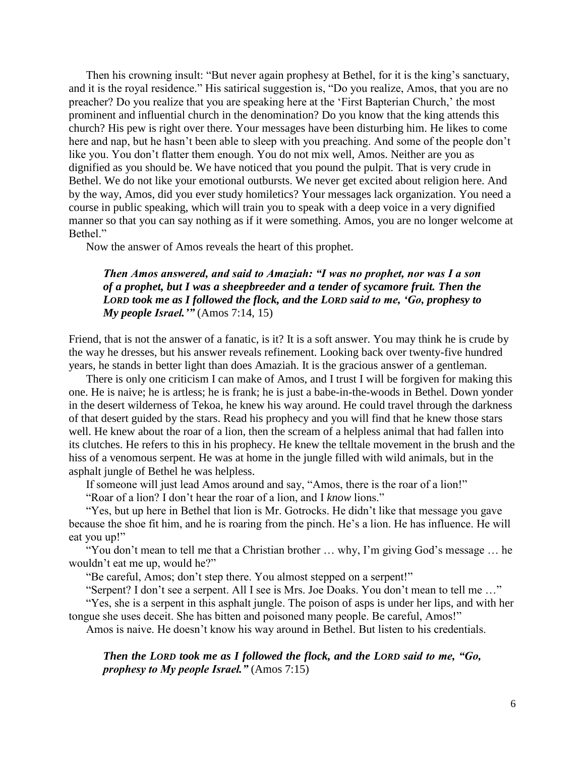Then his crowning insult: "But never again prophesy at Bethel, for it is the king's sanctuary, and it is the royal residence." His satirical suggestion is, "Do you realize, Amos, that you are no preacher? Do you realize that you are speaking here at the 'First Bapterian Church,' the most prominent and influential church in the denomination? Do you know that the king attends this church? His pew is right over there. Your messages have been disturbing him. He likes to come here and nap, but he hasn't been able to sleep with you preaching. And some of the people don't like you. You don't flatter them enough. You do not mix well, Amos. Neither are you as dignified as you should be. We have noticed that you pound the pulpit. That is very crude in Bethel. We do not like your emotional outbursts. We never get excited about religion here. And by the way, Amos, did you ever study homiletics? Your messages lack organization. You need a course in public speaking, which will train you to speak with a deep voice in a very dignified manner so that you can say nothing as if it were something. Amos, you are no longer welcome at Bethel."

Now the answer of Amos reveals the heart of this prophet.

> ***Then Amos answered, and said to Amaziah: "I was no prophet, nor was I a son of a prophet, but I was a sheepbreeder and a tender of sycamore fruit. Then the LORD took me as I followed the flock, and the LORD said to me, 'Go, prophesy to My people Israel.'"*** (Amos 7:14, 15)

Friend, that is not the answer of a fanatic, is it? It is a soft answer. You may think he is crude by the way he dresses, but his answer reveals refinement. Looking back over twenty-five hundred years, he stands in better light than does Amaziah. It is the gracious answer of a gentleman.

There is only one criticism I can make of Amos, and I trust I will be forgiven for making this one. He is naive; he is artless; he is frank; he is just a babe-in-the-woods in Bethel. Down yonder in the desert wilderness of Tekoa, he knew his way around. He could travel through the darkness of that desert guided by the stars. Read his prophecy and you will find that he knew those stars well. He knew about the roar of a lion, then the scream of a helpless animal that had fallen into its clutches. He refers to this in his prophecy. He knew the telltale movement in the brush and the hiss of a venomous serpent. He was at home in the jungle filled with wild animals, but in the asphalt jungle of Bethel he was helpless.

If someone will just lead Amos around and say, "Amos, there is the roar of a lion!"

"Roar of a lion? I don't hear the roar of a lion, and I *know* lions."

"Yes, but up here in Bethel that lion is Mr. Gotrocks. He didn't like that message you gave because the shoe fit him, and he is roaring from the pinch. He's a lion. He has influence. He will eat you up!"

"You don't mean to tell me that a Christian brother … why, I'm giving God's message … he wouldn't eat me up, would he?"

"Be careful, Amos; don't step there. You almost stepped on a serpent!"

"Serpent? I don't see a serpent. All I see is Mrs. Joe Doaks. You don't mean to tell me …"

"Yes, she is a serpent in this asphalt jungle. The poison of asps is under her lips, and with her tongue she uses deceit. She has bitten and poisoned many people. Be careful, Amos!"

Amos is naive. He doesn't know his way around in Bethel. But listen to his credentials.

> ***Then the LORD took me as I followed the flock, and the LORD said to me, "Go, prophesy to My people Israel."*** (Amos 7:15)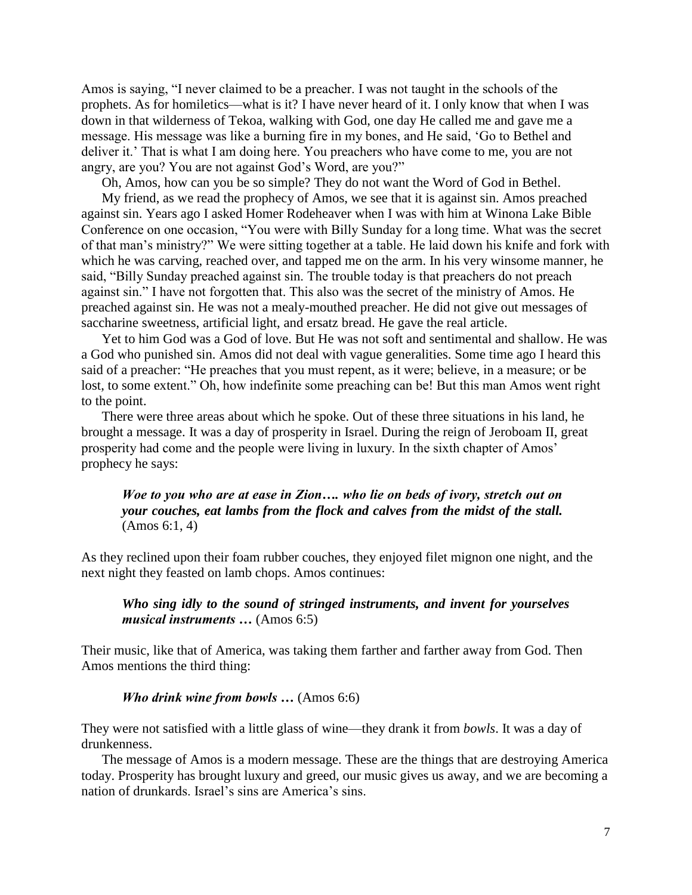Amos is saying, "I never claimed to be a preacher. I was not taught in the schools of the prophets. As for homiletics—what is it? I have never heard of it. I only know that when I was down in that wilderness of Tekoa, walking with God, one day He called me and gave me a message. His message was like a burning fire in my bones, and He said, 'Go to Bethel and deliver it.' That is what I am doing here. You preachers who have come to me, you are not angry, are you? You are not against God's Word, are you?"

Oh, Amos, how can you be so simple? They do not want the Word of God in Bethel.

My friend, as we read the prophecy of Amos, we see that it is against sin. Amos preached against sin. Years ago I asked Homer Rodeheaver when I was with him at Winona Lake Bible Conference on one occasion, "You were with Billy Sunday for a long time. What was the secret of that man's ministry?" We were sitting together at a table. He laid down his knife and fork with which he was carving, reached over, and tapped me on the arm. In his very winsome manner, he said, "Billy Sunday preached against sin. The trouble today is that preachers do not preach against sin." I have not forgotten that. This also was the secret of the ministry of Amos. He preached against sin. He was not a mealy-mouthed preacher. He did not give out messages of saccharine sweetness, artificial light, and ersatz bread. He gave the real article.

Yet to him God was a God of love. But He was not soft and sentimental and shallow. He was a God who punished sin. Amos did not deal with vague generalities. Some time ago I heard this said of a preacher: "He preaches that you must repent, as it were; believe, in a measure; or be lost, to some extent." Oh, how indefinite some preaching can be! But this man Amos went right to the point.

There were three areas about which he spoke. Out of these three situations in his land, he brought a message. It was a day of prosperity in Israel. During the reign of Jeroboam II, great prosperity had come and the people were living in luxury. In the sixth chapter of Amos' prophecy he says:

> ***Woe to you who are at ease in Zion…. who lie on beds of ivory, stretch out on your couches, eat lambs from the flock and calves from the midst of the stall.*** (Amos 6:1, 4)

As they reclined upon their foam rubber couches, they enjoyed filet mignon one night, and the next night they feasted on lamb chops. Amos continues:

> ***Who sing idly to the sound of stringed instruments, and invent for yourselves musical instruments …*** (Amos 6:5)

Their music, like that of America, was taking them farther and farther away from God. Then Amos mentions the third thing:

> ***Who drink wine from bowls …*** (Amos 6:6)

They were not satisfied with a little glass of wine—they drank it from *bowls*. It was a day of drunkenness.

The message of Amos is a modern message. These are the things that are destroying America today. Prosperity has brought luxury and greed, our music gives us away, and we are becoming a nation of drunkards. Israel's sins are America's sins.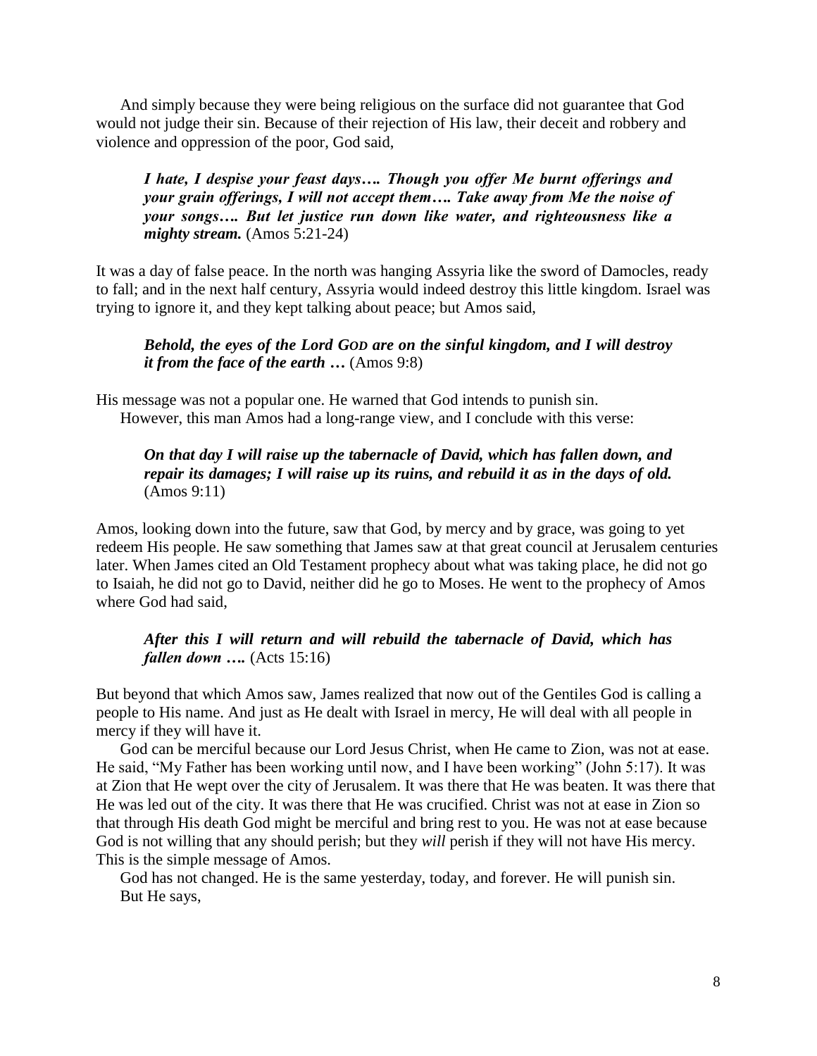And simply because they were being religious on the surface did not guarantee that God would not judge their sin. Because of their rejection of His law, their deceit and robbery and violence and oppression of the poor, God said,

> ***I hate, I despise your feast days…. Though you offer Me burnt offerings and your grain offerings, I will not accept them…. Take away from Me the noise of your songs…. But let justice run down like water, and righteousness like a mighty stream.*** (Amos 5:21-24)

It was a day of false peace. In the north was hanging Assyria like the sword of Damocles, ready to fall; and in the next half century, Assyria would indeed destroy this little kingdom. Israel was trying to ignore it, and they kept talking about peace; but Amos said,

> ***Behold, the eyes of the Lord GOD are on the sinful kingdom, and I will destroy it from the face of the earth …*** (Amos 9:8)

His message was not a popular one. He warned that God intends to punish sin.

However, this man Amos had a long-range view, and I conclude with this verse:

> ***On that day I will raise up the tabernacle of David, which has fallen down, and repair its damages; I will raise up its ruins, and rebuild it as in the days of old.*** (Amos 9:11)

Amos, looking down into the future, saw that God, by mercy and by grace, was going to yet redeem His people. He saw something that James saw at that great council at Jerusalem centuries later. When James cited an Old Testament prophecy about what was taking place, he did not go to Isaiah, he did not go to David, neither did he go to Moses. He went to the prophecy of Amos where God had said,

> ***After this I will return and will rebuild the tabernacle of David, which has fallen down ….*** (Acts 15:16)

But beyond that which Amos saw, James realized that now out of the Gentiles God is calling a people to His name. And just as He dealt with Israel in mercy, He will deal with all people in mercy if they will have it.

God can be merciful because our Lord Jesus Christ, when He came to Zion, was not at ease. He said, "My Father has been working until now, and I have been working" (John 5:17). It was at Zion that He wept over the city of Jerusalem. It was there that He was beaten. It was there that He was led out of the city. It was there that He was crucified. Christ was not at ease in Zion so that through His death God might be merciful and bring rest to you. He was not at ease because God is not willing that any should perish; but they *will* perish if they will not have His mercy. This is the simple message of Amos.

God has not changed. He is the same yesterday, today, and forever. He will punish sin.

But He says,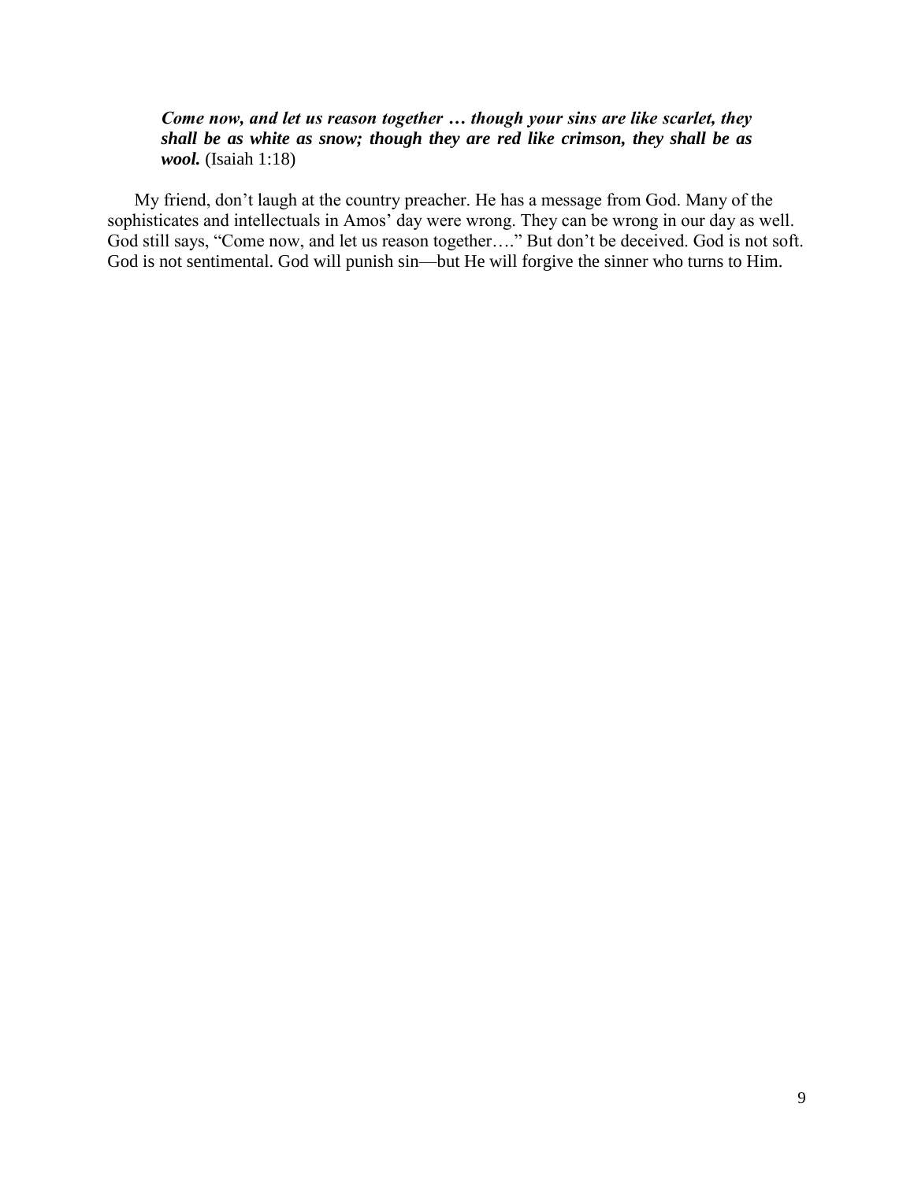> ***Come now, and let us reason together … though your sins are like scarlet, they shall be as white as snow; though they are red like crimson, they shall be as wool.*** (Isaiah 1:18)

My friend, don't laugh at the country preacher. He has a message from God. Many of the sophisticates and intellectuals in Amos' day were wrong. They can be wrong in our day as well. God still says, "Come now, and let us reason together…." But don't be deceived. God is not soft. God is not sentimental. God will punish sin—but He will forgive the sinner who turns to Him.